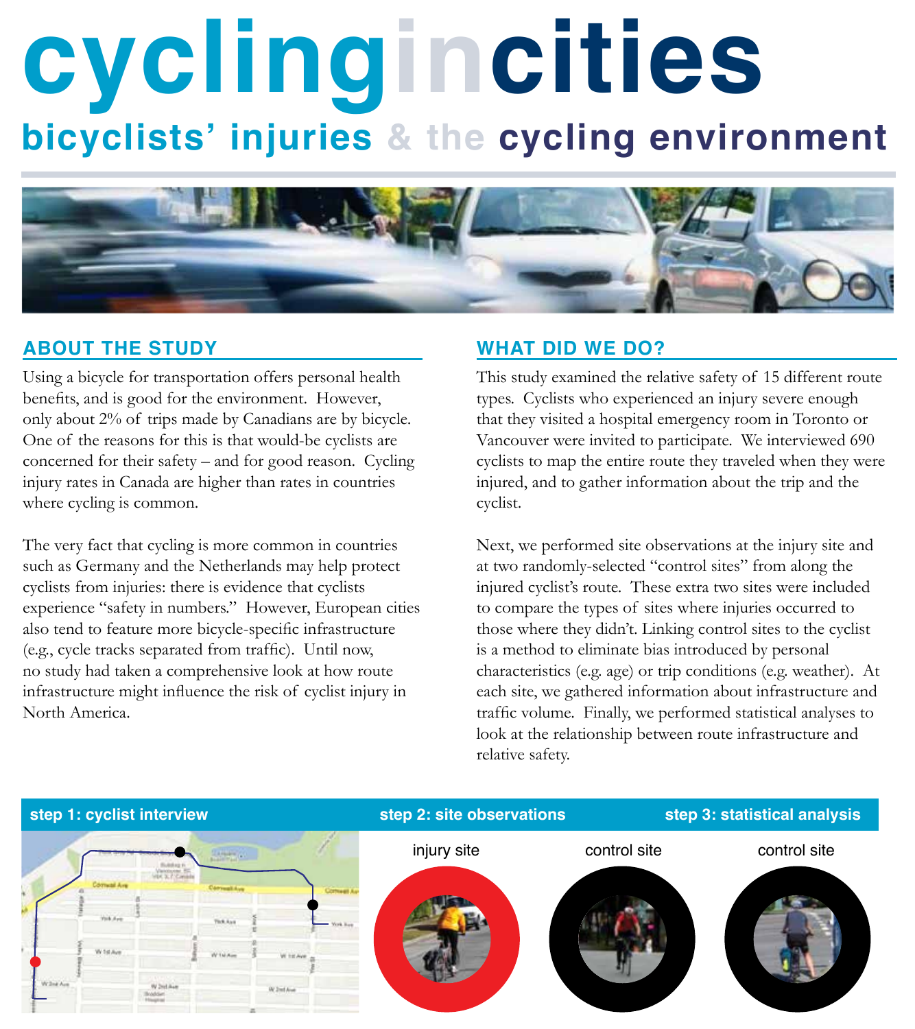# cyclingincities

## bicyclists' injuries & the cycling environment

## ABOUT THE STUDY

Using a bicycle for transportation offers personal health benefits, and is good for the environment. However, only about 2% of trips made by Canadians are by bicycle. One of the reasons for this is that would-be cyclists are concerned for their safety – and for good reason. Cycling injury rates in Canada are higher than rates in countries where cycling is common.

The very fact that cycling is more common in countries such as Germany and the Netherlands may help protect cyclists from injuries: there is evidence that cyclists experience "safety in numbers." However, European cities also tend to feature more bicycle-specific infrastructure (e.g., cycle tracks separated from traffic). Until now, no study had taken a comprehensive look at how route infrastructure might influence the risk of cyclist injury in North America.

## WHAT DID WE DO?

This study examined the relative safety of 15 different route types. Cyclists who experienced an injury severe enough that they visited a hospital emergency room in Toronto or Vancouver were invited to participate. We interviewed 690 cyclists to map the entire route they traveled when they were injured, and to gather information about the trip and the cyclist.

Next, we performed site observations at the injury site and at two randomly-selected "control sites" from along the injured cyclist's route. These extra two sites were included to compare the types of sites where injuries occurred to those where they didn't. Linking control sites to the cyclist is a method to eliminate bias introduced by personal characteristics (e.g. age) or trip conditions (e.g. weather). At each site, we gathered information about infrastructure and traffic volume. Finally, we performed statistical analyses to look at the relationship between route infrastructure and relative safety.

**step 1: cyclist interview** **step 2: site observations** **step 3: statistical analysis**

injury site | control site | control site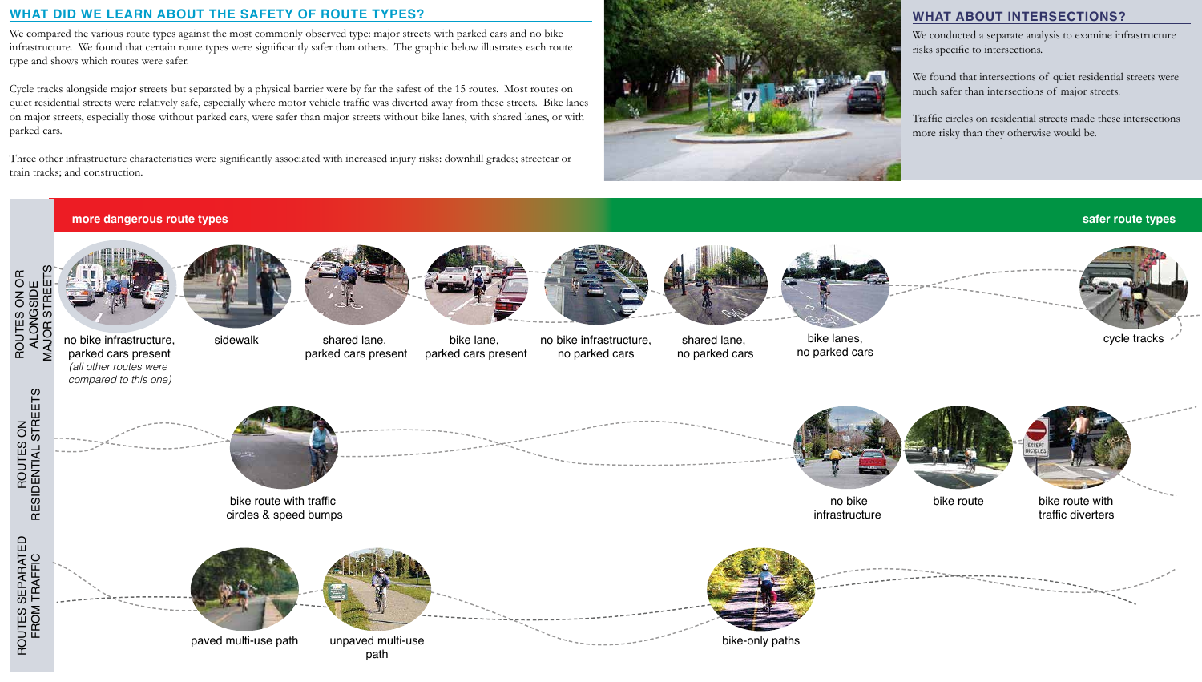## WHAT DID WE LEARN ABOUT THE SAFETY OF ROUTE TYPES?

We compared the various route types against the most commonly observed type: major streets with parked cars and no bike infrastructure. We found that certain route types were significantly safer than others. The graphic below illustrates each route type and shows which routes were safer.

Cycle tracks alongside major streets but separated by a physical barrier were by far the safest of the 15 routes. Most routes on quiet residential streets were relatively safe, especially where motor vehicle traffic was diverted away from these streets. Bike lanes on major streets, especially those without parked cars, were safer than major streets without bike lanes, with shared lanes, or with parked cars.

Three other infrastructure characteristics were significantly associated with increased injury risks: downhill grades; streetcar or train tracks; and construction.

## WHAT ABOUT INTERSECTIONS?

We conducted a separate analysis to examine infrastructure risks specific to intersections.

We found that intersections of quiet residential streets were much safer than intersections of major streets.

Traffic circles on residential streets made these intersections more risky than they otherwise would be.

**more dangerous route types** → **safer route types**

**ROUTES ON OR ALONGSIDE MAJOR STREETS**

- no bike infrastructure, parked cars present *(all other routes were compared to this one)*
- sidewalk
- shared lane, parked cars present
- bike lane, parked cars present
- no bike infrastructure, no parked cars
- shared lane, no parked cars
- bike lanes, no parked cars
- cycle tracks

**ROUTES ON RESIDENTIAL STREETS**

- bike route with traffic circles & speed bumps
- no bike infrastructure
- bike route
- bike route with traffic diverters

**ROUTES SEPARATED FROM TRAFFIC**

- paved multi-use path
- unpaved multi-use path
- bike-only paths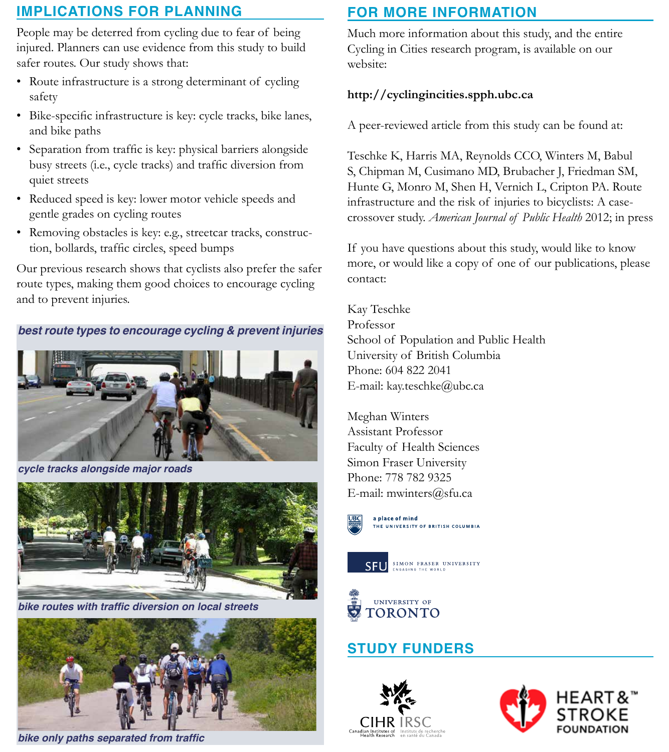## IMPLICATIONS FOR PLANNING

People may be deterred from cycling due to fear of being injured. Planners can use evidence from this study to build safer routes. Our study shows that:

- Route infrastructure is a strong determinant of cycling safety
- Bike-specific infrastructure is key: cycle tracks, bike lanes, and bike paths
- Separation from traffic is key: physical barriers alongside busy streets (i.e., cycle tracks) and traffic diversion from quiet streets
- Reduced speed is key: lower motor vehicle speeds and gentle grades on cycling routes
- Removing obstacles is key: e.g., streetcar tracks, construction, bollards, traffic circles, speed bumps

Our previous research shows that cyclists also prefer the safer route types, making them good choices to encourage cycling and to prevent injuries.

***best route types to encourage cycling & prevent injuries***

***cycle tracks alongside major roads***

***bike routes with traffic diversion on local streets***

***bike only paths separated from traffic***

## FOR MORE INFORMATION

Much more information about this study, and the entire Cycling in Cities research program, is available on our website:

**http://cyclingincities.spph.ubc.ca**

A peer-reviewed article from this study can be found at:

Teschke K, Harris MA, Reynolds CCO, Winters M, Babul S, Chipman M, Cusimano MD, Brubacher J, Friedman SM, Hunte G, Monro M, Shen H, Vernich L, Cripton PA. Route infrastructure and the risk of injuries to bicyclists: A case-crossover study. *American Journal of Public Health* 2012; in press

If you have questions about this study, would like to know more, or would like a copy of one of our publications, please contact:

Kay Teschke
Professor
School of Population and Public Health
University of British Columbia
Phone: 604 822 2041
E-mail: kay.teschke@ubc.ca

Meghan Winters
Assistant Professor
Faculty of Health Sciences
Simon Fraser University
Phone: 778 782 9325
E-mail: mwinters@sfu.ca

a place of mind
THE UNIVERSITY OF BRITISH COLUMBIA

SFU SIMON FRASER UNIVERSITY
ENGAGING THE WORLD

UNIVERSITY OF TORONTO

## STUDY FUNDERS

CIHR IRSC
Canadian Institutes of Health Research
Instituts de recherche en santé du Canada

HEART & STROKE FOUNDATION